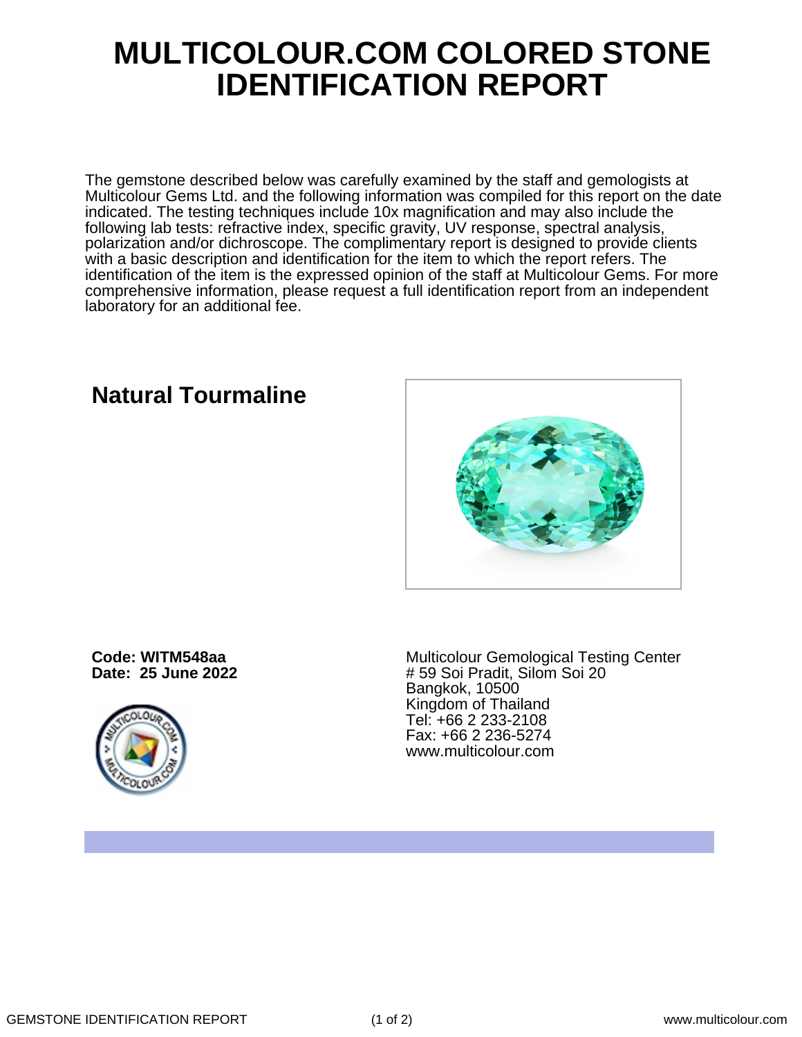# MULTICOLOUR.COM COLORED STONE IDENTIFICATION REPORT

The gemstone described below was carefully examined by the staff and gemologists at Multicolour Gems Ltd. and the following information was compiled for this report on the date indicated. The testing techniques include 10x magnification and may also include the following lab tests: refractive index, specific gravity, UV response, spectral analysis, polarization and/or dichroscope. The complimentary report is designed to provide clients with a basic description and identification for the item to which the report refers. The identification of the item is the expressed opinion of the staff at Multicolour Gems. For more comprehensive information, please request a full identification report from an independent laboratory for an additional fee.

## Natural Tourmaline

**Code: WITM548aa**
**Date: 25 June 2022**

Multicolour Gemological Testing Center
# 59 Soi Pradit, Silom Soi 20
Bangkok, 10500
Kingdom of Thailand
Tel: +66 2 233-2108
Fax: +66 2 236-5274
www.multicolour.com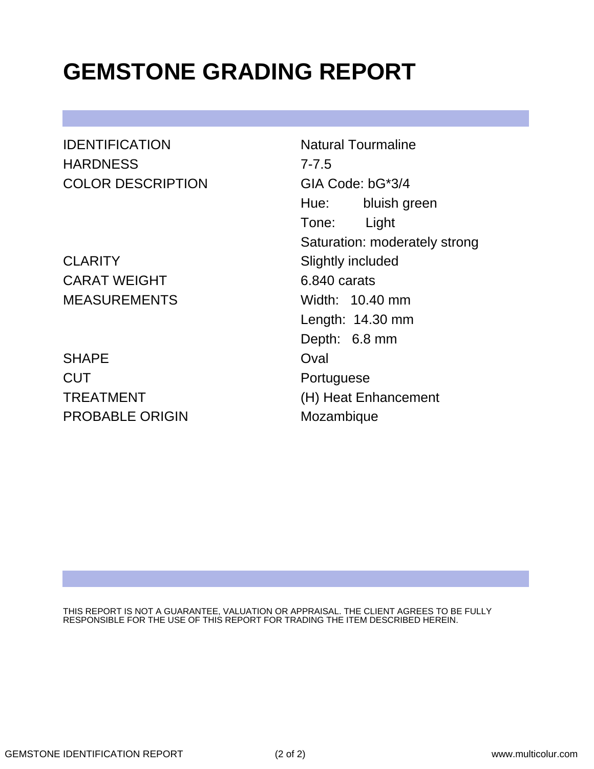# GEMSTONE GRADING REPORT

| | |
|---|---|
| IDENTIFICATION | Natural Tourmaline |
| HARDNESS | 7-7.5 |
| COLOR DESCRIPTION | GIA Code: bG*3/4 |
| | Hue: bluish green |
| | Tone: Light |
| | Saturation: moderately strong |
| CLARITY | Slightly included |
| CARAT WEIGHT | 6.840 carats |
| MEASUREMENTS | Width: 10.40 mm |
| | Length: 14.30 mm |
| | Depth: 6.8 mm |
| SHAPE | Oval |
| CUT | Portuguese |
| TREATMENT | (H) Heat Enhancement |
| PROBABLE ORIGIN | Mozambique |

THIS REPORT IS NOT A GUARANTEE, VALUATION OR APPRAISAL. THE CLIENT AGREES TO BE FULLY RESPONSIBLE FOR THE USE OF THIS REPORT FOR TRADING THE ITEM DESCRIBED HEREIN.